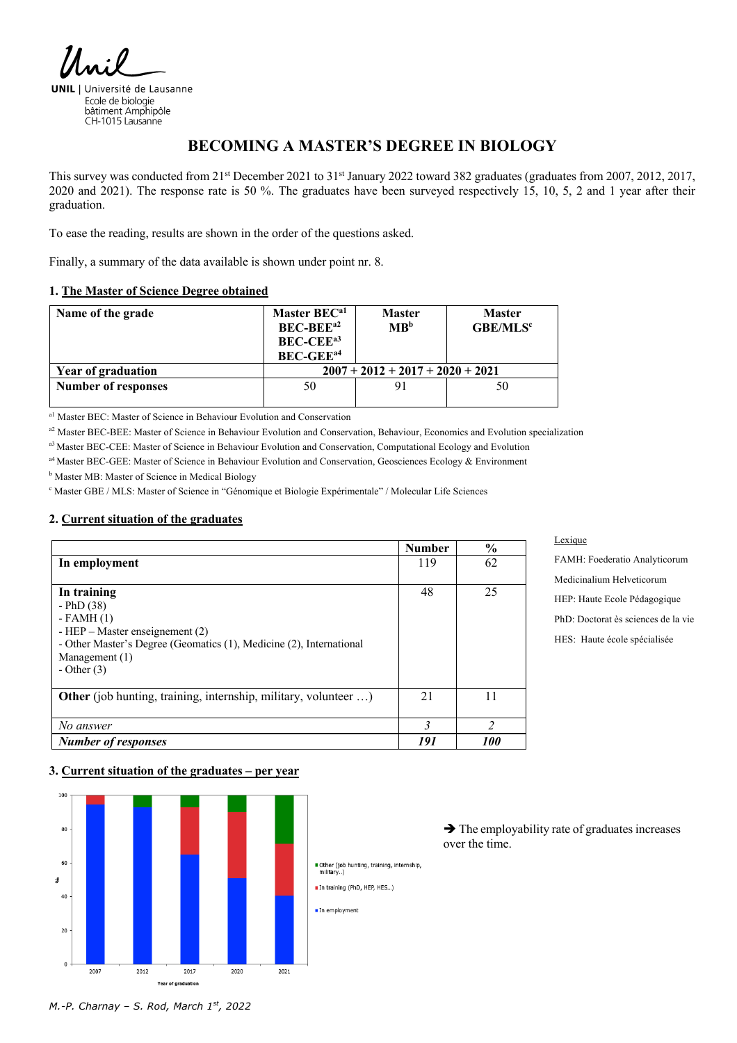UNIL | Université de Lausanne
Ecole de biologie
bâtiment Amphipôle
CH-1015 Lausanne

# BECOMING A MASTER'S DEGREE IN BIOLOGY

This survey was conducted from 21st December 2021 to 31st January 2022 toward 382 graduates (graduates from 2007, 2012, 2017, 2020 and 2021). The response rate is 50 %. The graduates have been surveyed respectively 15, 10, 5, 2 and 1 year after their graduation.

To ease the reading, results are shown in the order of the questions asked.

Finally, a summary of the data available is shown under point nr. 8.

## 1. The Master of Science Degree obtained

| Name of the grade | Master BEC[a1] BEC-BEE[a2] BEC-CEE[a3] BEC-GEE[a4] | Master MB[b] | Master GBE/MLS[c] |
|---|---|---|---|
| **Year of graduation** | 2007 + 2012 + 2017 + 2020 + 2021 | | |
| **Number of responses** | 50 | 91 | 50 |

[a1] Master BEC: Master of Science in Behaviour Evolution and Conservation

[a2] Master BEC-BEE: Master of Science in Behaviour Evolution and Conservation, Behaviour, Economics and Evolution specialization

[a3] Master BEC-CEE: Master of Science in Behaviour Evolution and Conservation, Computational Ecology and Evolution

[a4] Master BEC-GEE: Master of Science in Behaviour Evolution and Conservation, Geosciences Ecology & Environment

[b] Master MB: Master of Science in Medical Biology

[c] Master GBE / MLS: Master of Science in "Génomique et Biologie Expérimentale" / Molecular Life Sciences

## 2. Current situation of the graduates

| | Number | % |
|---|---|---|
| **In employment** | 119 | 62 |
| **In training**<br>- PhD (38)<br>- FAMH (1)<br>- HEP – Master enseignement (2)<br>- Other Master's Degree (Geomatics (1), Medicine (2), International Management (1)<br>- Other (3) | 48 | 25 |
| **Other** (job hunting, training, internship, military, volunteer …) | 21 | 11 |
| *No answer* | *3* | *2* |
| ***Number of responses*** | ***191*** | ***100*** |

Lexique

FAMH: Foederatio Analyticorum Medicinalium Helveticorum

HEP: Haute Ecole Pédagogique

PhD: Doctorat ès sciences de la vie

HES: Haute école spécialisée

## 3. Current situation of the graduates – per year

→ The employability rate of graduates increases over the time.

M.-P. Charnay – S. Rod, March 1st, 2022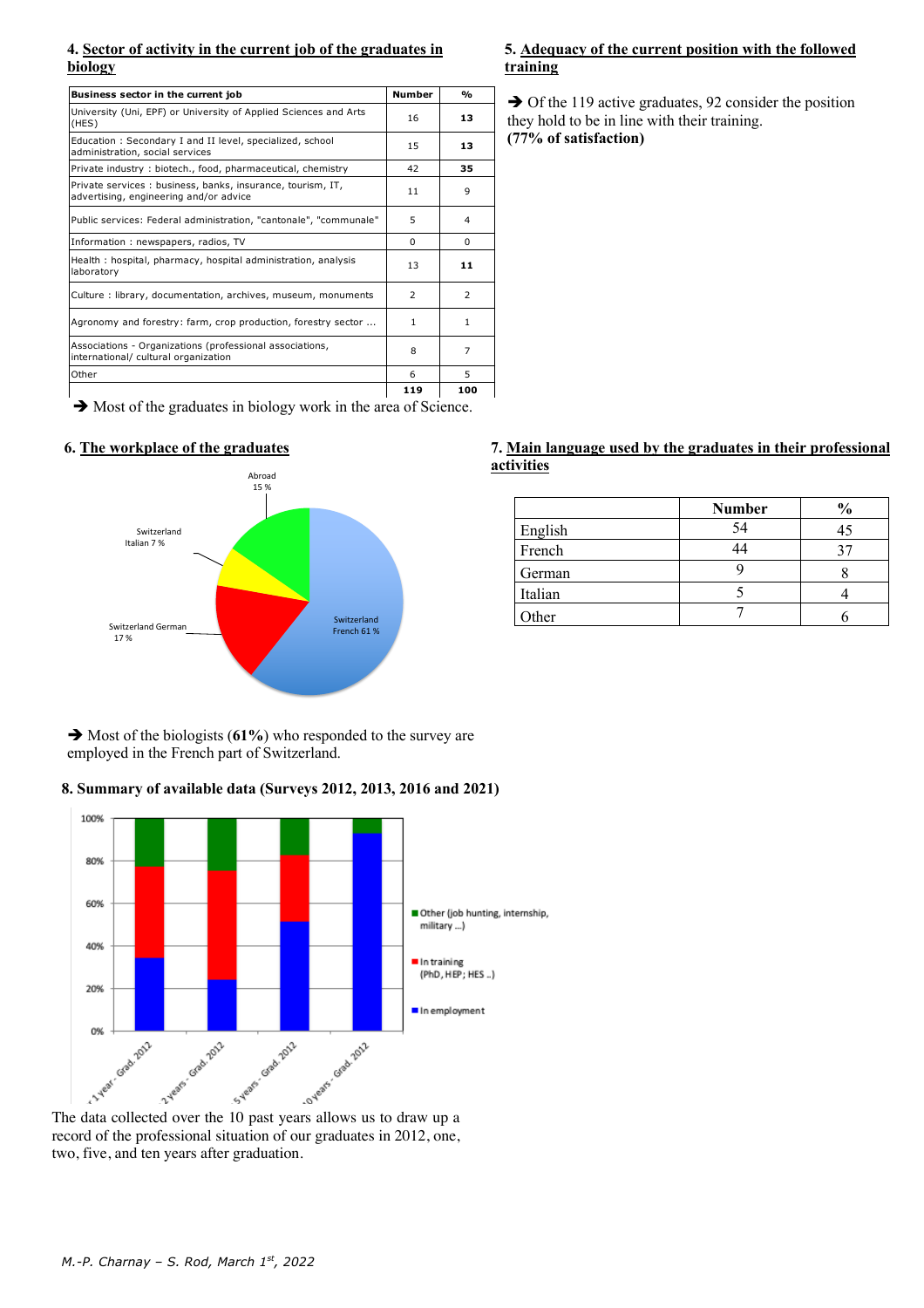## 4. Sector of activity in the current job of the graduates in biology

| Business sector in the current job | Number | % |
|---|---|---|
| University (Uni, EPF) or University of Applied Sciences and Arts (HES) | 16 | **13** |
| Education : Secondary I and II level, specialized, school administration, social services | 15 | **13** |
| Private industry : biotech., food, pharmaceutical, chemistry | 42 | **35** |
| Private services : business, banks, insurance, tourism, IT, advertising, engineering and/or advice | 11 | 9 |
| Public services: Federal administration, "cantonale", "communale" | 5 | 4 |
| Information : newspapers, radios, TV | 0 | 0 |
| Health : hospital, pharmacy, hospital administration, analysis laboratory | 13 | **11** |
| Culture : library, documentation, archives, museum, monuments | 2 | 2 |
| Agronomy and forestry: farm, crop production, forestry sector … | 1 | 1 |
| Associations - Organizations (professional associations, international/ cultural organization | 8 | 7 |
| Other | 6 | 5 |
| | **119** | **100** |

➔ Most of the graduates in biology work in the area of Science.

## 5. Adequacy of the current position with the followed training

➔ Of the 119 active graduates, 92 consider the position they hold to be in line with their training. **(77% of satisfaction)**

## 6. The workplace of the graduates

Abroad 15 %
Switzerland Italian 7 %
Switzerland German 17 %
Switzerland French 61 %

➔ Most of the biologists (**61%**) who responded to the survey are employed in the French part of Switzerland.

## 7. Main language used by the graduates in their professional activities

| | Number | % |
|---|---|---|
| English | 54 | 45 |
| French | 44 | 37 |
| German | 9 | 8 |
| Italian | 5 | 4 |
| Other | 7 | 6 |

## 8. Summary of available data (Surveys 2012, 2013, 2016 and 2021)

100%
80%
60%
40%
20%
0%

1 year - Grad. 2012
2 years - Grad. 2012
5 years - Grad. 2012
10 years - Grad. 2012

Other (job hunting, internship, military ...)
In training (PhD, HEP; HES ..)
In employment

The data collected over the 10 past years allows us to draw up a record of the professional situation of our graduates in 2012, one, two, five, and ten years after graduation.

*M.-P. Charnay – S. Rod, March 1st, 2022*